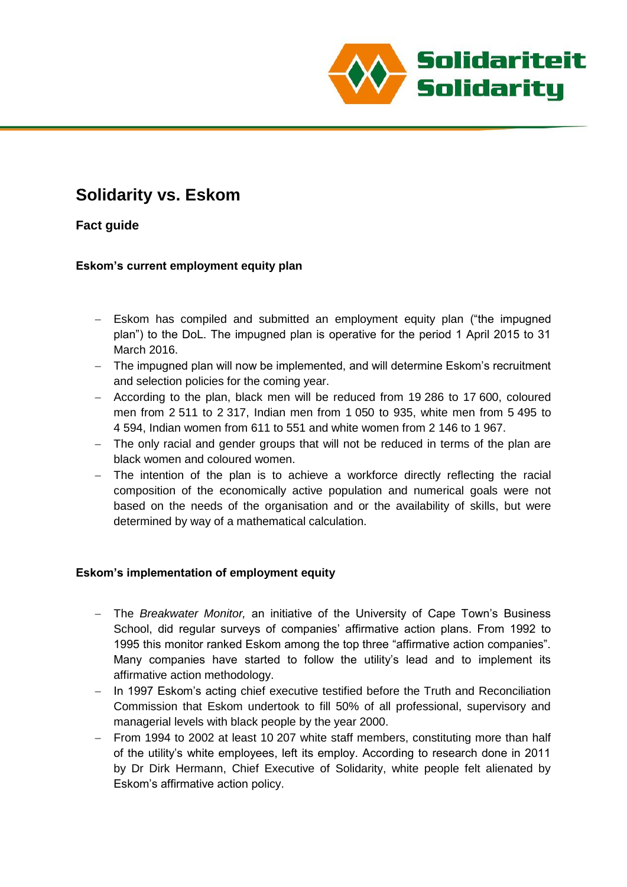# Solidarity vs. Eskom

## Fact guide

### Eskom's current employment equity plan

- Eskom has compiled and submitted an employment equity plan ("the impugned plan") to the DoL. The impugned plan is operative for the period 1 April 2015 to 31 March 2016.
- The impugned plan will now be implemented, and will determine Eskom's recruitment and selection policies for the coming year.
- According to the plan, black men will be reduced from 19 286 to 17 600, coloured men from 2 511 to 2 317, Indian men from 1 050 to 935, white men from 5 495 to 4 594, Indian women from 611 to 551 and white women from 2 146 to 1 967.
- The only racial and gender groups that will not be reduced in terms of the plan are black women and coloured women.
- The intention of the plan is to achieve a workforce directly reflecting the racial composition of the economically active population and numerical goals were not based on the needs of the organisation and or the availability of skills, but were determined by way of a mathematical calculation.

### Eskom's implementation of employment equity

- The *Breakwater Monitor,* an initiative of the University of Cape Town's Business School, did regular surveys of companies' affirmative action plans. From 1992 to 1995 this monitor ranked Eskom among the top three "affirmative action companies". Many companies have started to follow the utility's lead and to implement its affirmative action methodology.
- In 1997 Eskom's acting chief executive testified before the Truth and Reconciliation Commission that Eskom undertook to fill 50% of all professional, supervisory and managerial levels with black people by the year 2000.
- From 1994 to 2002 at least 10 207 white staff members, constituting more than half of the utility's white employees, left its employ. According to research done in 2011 by Dr Dirk Hermann, Chief Executive of Solidarity, white people felt alienated by Eskom's affirmative action policy.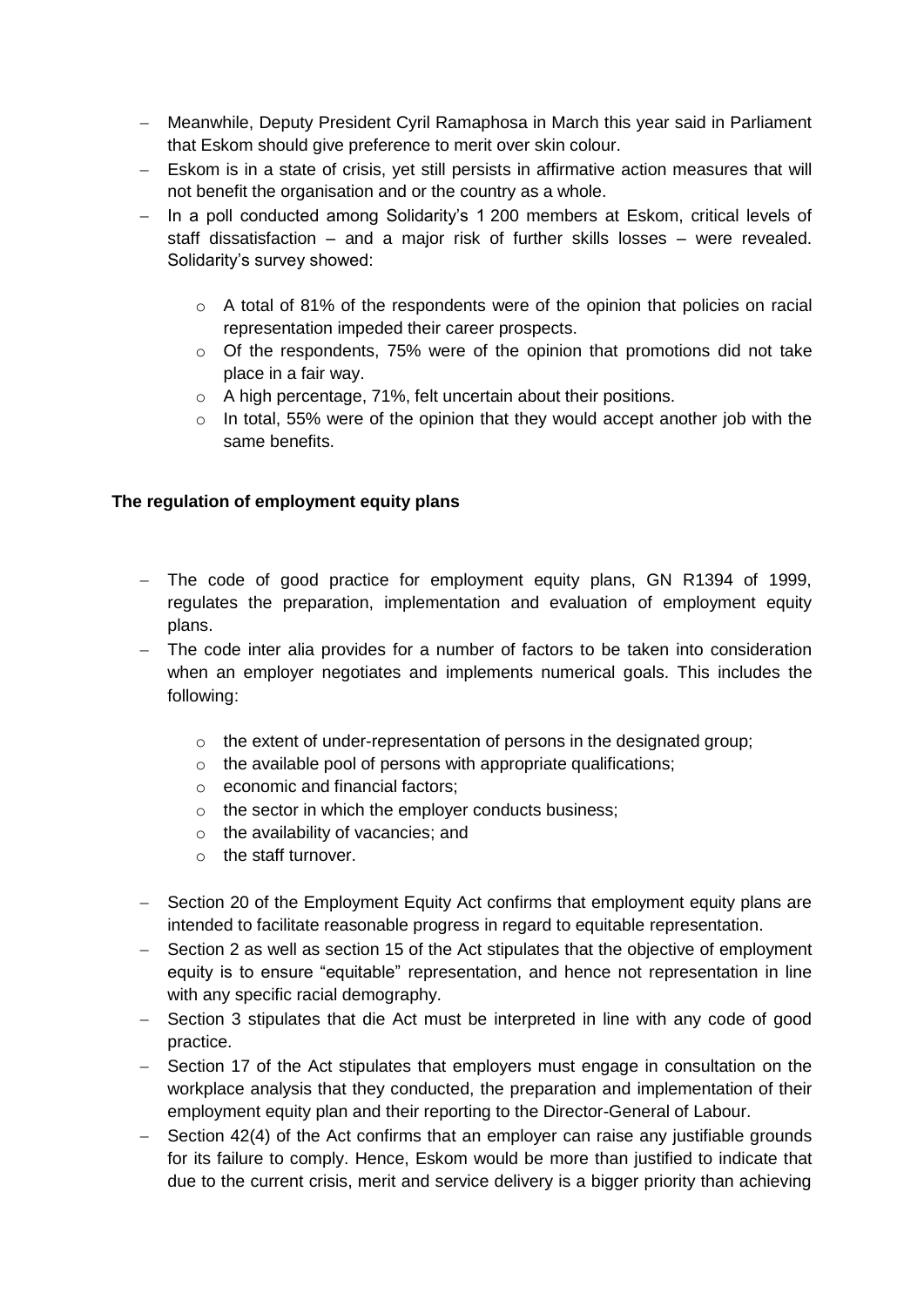- Meanwhile, Deputy President Cyril Ramaphosa in March this year said in Parliament that Eskom should give preference to merit over skin colour.
- Eskom is in a state of crisis, yet still persists in affirmative action measures that will not benefit the organisation and or the country as a whole.
- In a poll conducted among Solidarity's 1 200 members at Eskom, critical levels of staff dissatisfaction – and a major risk of further skills losses – were revealed. Solidarity's survey showed:
  - A total of 81% of the respondents were of the opinion that policies on racial representation impeded their career prospects.
  - Of the respondents, 75% were of the opinion that promotions did not take place in a fair way.
  - A high percentage, 71%, felt uncertain about their positions.
  - In total, 55% were of the opinion that they would accept another job with the same benefits.

**The regulation of employment equity plans**

- The code of good practice for employment equity plans, GN R1394 of 1999, regulates the preparation, implementation and evaluation of employment equity plans.
- The code inter alia provides for a number of factors to be taken into consideration when an employer negotiates and implements numerical goals. This includes the following:
  - the extent of under-representation of persons in the designated group;
  - the available pool of persons with appropriate qualifications;
  - economic and financial factors;
  - the sector in which the employer conducts business;
  - the availability of vacancies; and
  - the staff turnover.
- Section 20 of the Employment Equity Act confirms that employment equity plans are intended to facilitate reasonable progress in regard to equitable representation.
- Section 2 as well as section 15 of the Act stipulates that the objective of employment equity is to ensure "equitable" representation, and hence not representation in line with any specific racial demography.
- Section 3 stipulates that die Act must be interpreted in line with any code of good practice.
- Section 17 of the Act stipulates that employers must engage in consultation on the workplace analysis that they conducted, the preparation and implementation of their employment equity plan and their reporting to the Director-General of Labour.
- Section 42(4) of the Act confirms that an employer can raise any justifiable grounds for its failure to comply. Hence, Eskom would be more than justified to indicate that due to the current crisis, merit and service delivery is a bigger priority than achieving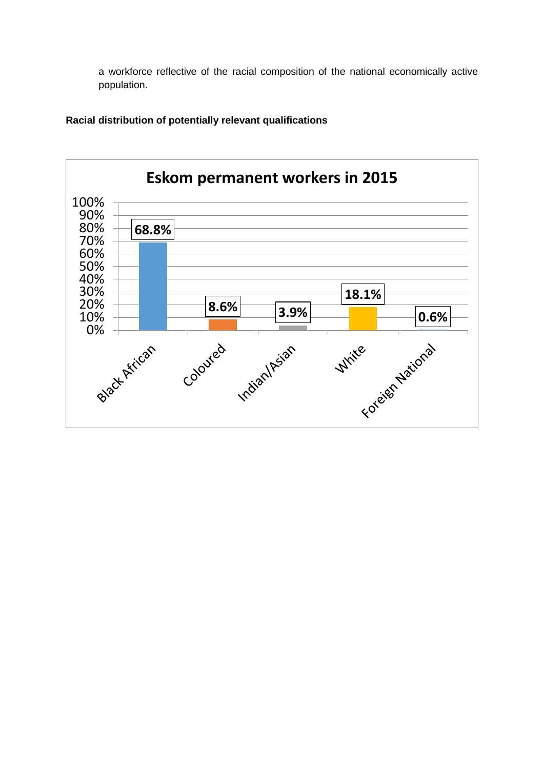a workforce reflective of the racial composition of the national economically active population.

**Racial distribution of potentially relevant qualifications**

**Eskom permanent workers in 2015**

| Race | Percentage |
|---|---|
| Black African | 68.8% |
| Coloured | 8.6% |
| Indian/Asian | 3.9% |
| White | 18.1% |
| Foreign National | 0.6% |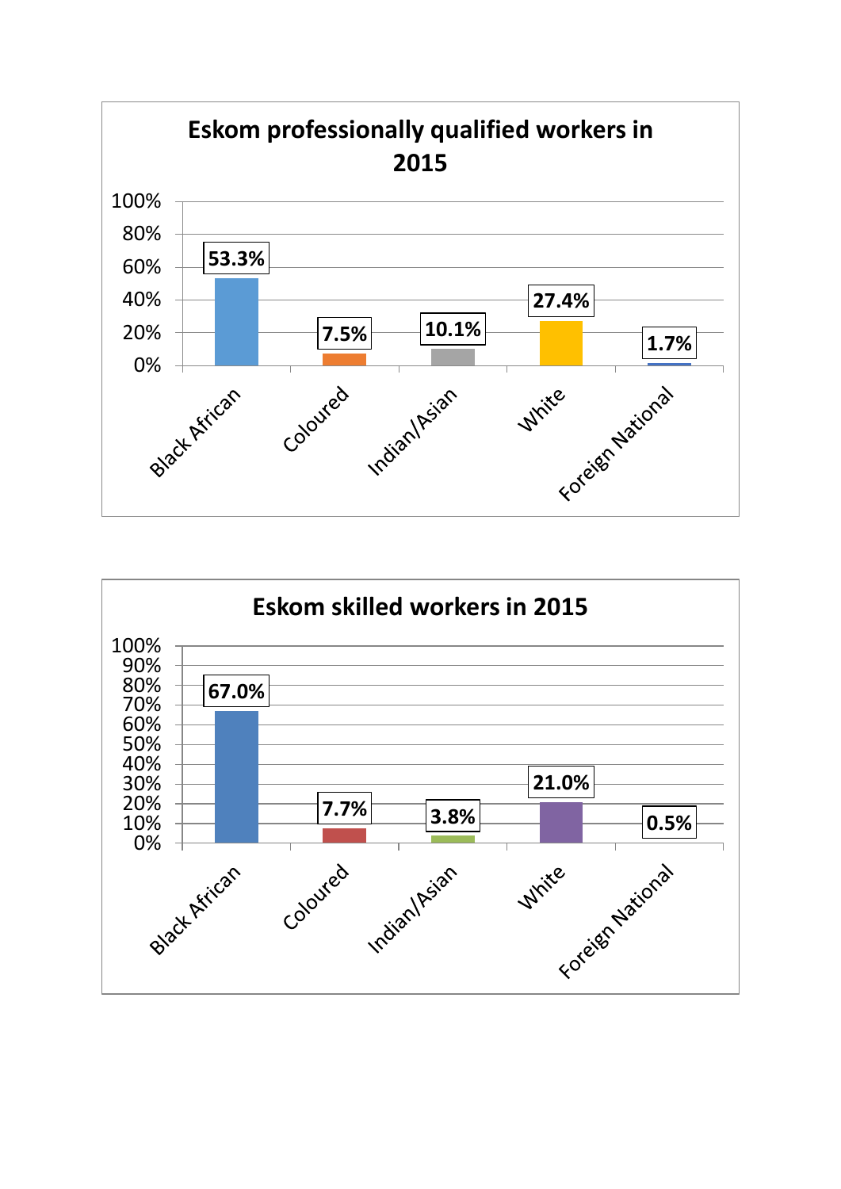**Eskom professionally qualified workers in 2015**

| Group | Percentage |
|---|---|
| Black African | 53.3% |
| Coloured | 7.5% |
| Indian/Asian | 10.1% |
| White | 27.4% |
| Foreign National | 1.7% |

**Eskom skilled workers in 2015**

| Group | Percentage |
|---|---|
| Black African | 67.0% |
| Coloured | 7.7% |
| Indian/Asian | 3.8% |
| White | 21.0% |
| Foreign National | 0.5% |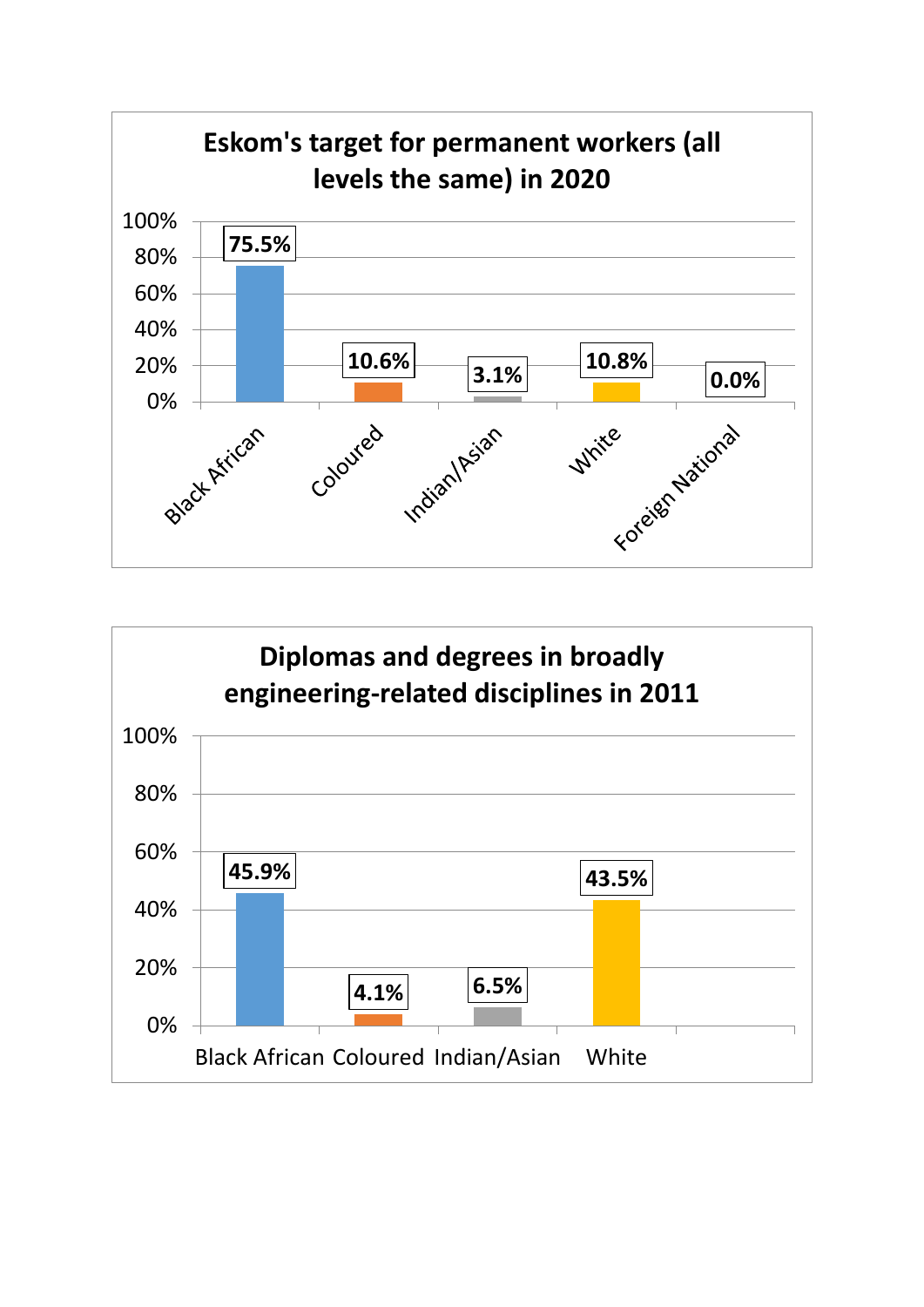**Eskom's target for permanent workers (all levels the same) in 2020**

| Group | Percentage |
| --- | --- |
| Black African | 75.5% |
| Coloured | 10.6% |
| Indian/Asian | 3.1% |
| White | 10.8% |
| Foreign National | 0.0% |

**Diplomas and degrees in broadly engineering-related disciplines in 2011**

| Group | Percentage |
| --- | --- |
| Black African | 45.9% |
| Coloured | 4.1% |
| Indian/Asian | 6.5% |
| White | 43.5% |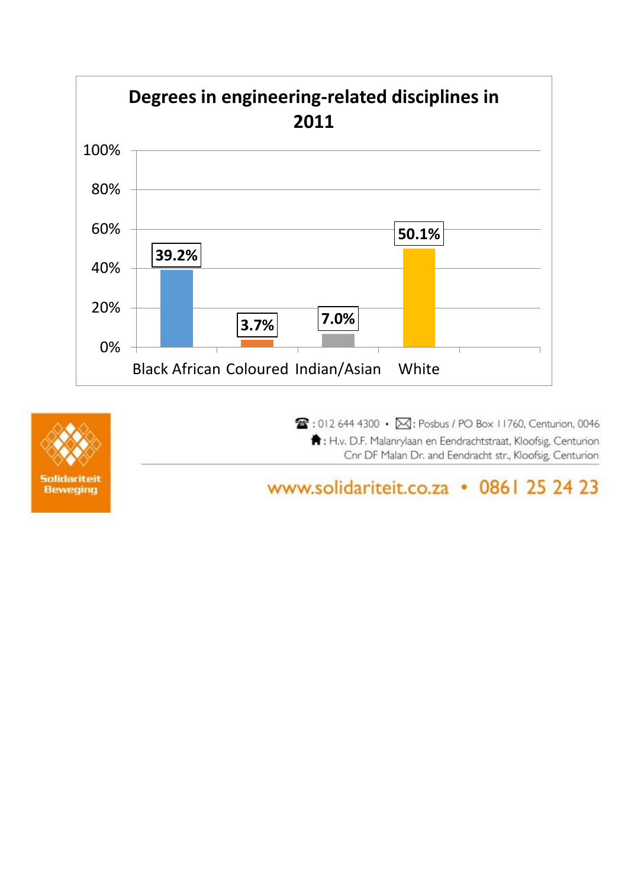**Degrees in engineering-related disciplines in 2011**

100%
80%
60%
40%
20%
0%

39.2%
3.7%
7.0%
50.1%

Black African Coloured Indian/Asian White

Solidariteit Beweging

: 012 644 4300 • : Posbus / PO Box 11760, Centurion, 0046

: H.v. D.F. Malanrylaan en Eendrachtstraat, Kloofsig, Centurion
Cnr DF Malan Dr. and Eendracht str., Kloofsig, Centurion

www.solidariteit.co.za • 0861 25 24 23